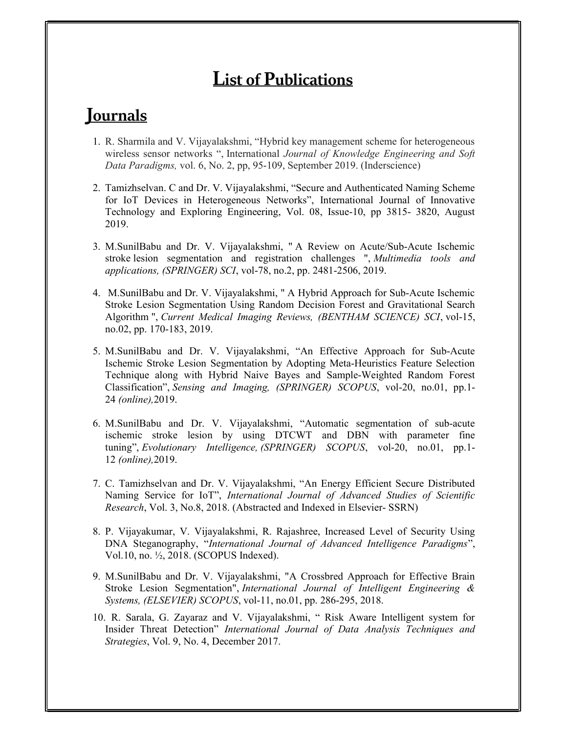# List of Publications

## Journals

1. R. Sharmila and V. Vijayalakshmi, “Hybrid key management scheme for heterogeneous wireless sensor networks “, International *Journal of Knowledge Engineering and Soft Data Paradigms,* vol. 6, No. 2, pp, 95-109, September 2019. (Inderscience)

2. Tamizhselvan. C and Dr. V. Vijayalakshmi, “Secure and Authenticated Naming Scheme for IoT Devices in Heterogeneous Networks”, International Journal of Innovative Technology and Exploring Engineering, Vol. 08, Issue-10, pp 3815- 3820, August 2019.

3. M.SunilBabu and Dr. V. Vijayalakshmi, " A Review on Acute/Sub-Acute Ischemic stroke lesion segmentation and registration challenges ", *Multimedia tools and applications, (SPRINGER) SCI*, vol-78, no.2, pp. 2481-2506, 2019.

4. M.SunilBabu and Dr. V. Vijayalakshmi, " A Hybrid Approach for Sub-Acute Ischemic Stroke Lesion Segmentation Using Random Decision Forest and Gravitational Search Algorithm ", *Current Medical Imaging Reviews, (BENTHAM SCIENCE) SCI*, vol-15, no.02, pp. 170-183, 2019.

5. M.SunilBabu and Dr. V. Vijayalakshmi, “An Effective Approach for Sub-Acute Ischemic Stroke Lesion Segmentation by Adopting Meta-Heuristics Feature Selection Technique along with Hybrid Naive Bayes and Sample-Weighted Random Forest Classification”, *Sensing and Imaging, (SPRINGER) SCOPUS*, vol-20, no.01, pp.1-24 *(online),*2019.

6. M.SunilBabu and Dr. V. Vijayalakshmi, “Automatic segmentation of sub-acute ischemic stroke lesion by using DTCWT and DBN with parameter fine tuning”, *Evolutionary Intelligence, (SPRINGER) SCOPUS*, vol-20, no.01, pp.1-12 *(online),*2019.

7. C. Tamizhselvan and Dr. V. Vijayalakshmi, “An Energy Efficient Secure Distributed Naming Service for IoT”, *International Journal of Advanced Studies of Scientific Research*, Vol. 3, No.8, 2018. (Abstracted and Indexed in Elsevier- SSRN)

8. P. Vijayakumar, V. Vijayalakshmi, R. Rajashree, Increased Level of Security Using DNA Steganography, “*International Journal of Advanced Intelligence Paradigms*”, Vol.10, no. ½, 2018. (SCOPUS Indexed).

9. M.SunilBabu and Dr. V. Vijayalakshmi, "A Crossbred Approach for Effective Brain Stroke Lesion Segmentation", *International Journal of Intelligent Engineering & Systems, (ELSEVIER) SCOPUS*, vol-11, no.01, pp. 286-295, 2018.

10. R. Sarala, G. Zayaraz and V. Vijayalakshmi, “ Risk Aware Intelligent system for Insider Threat Detection” *International Journal of Data Analysis Techniques and Strategies*, Vol. 9, No. 4, December 2017.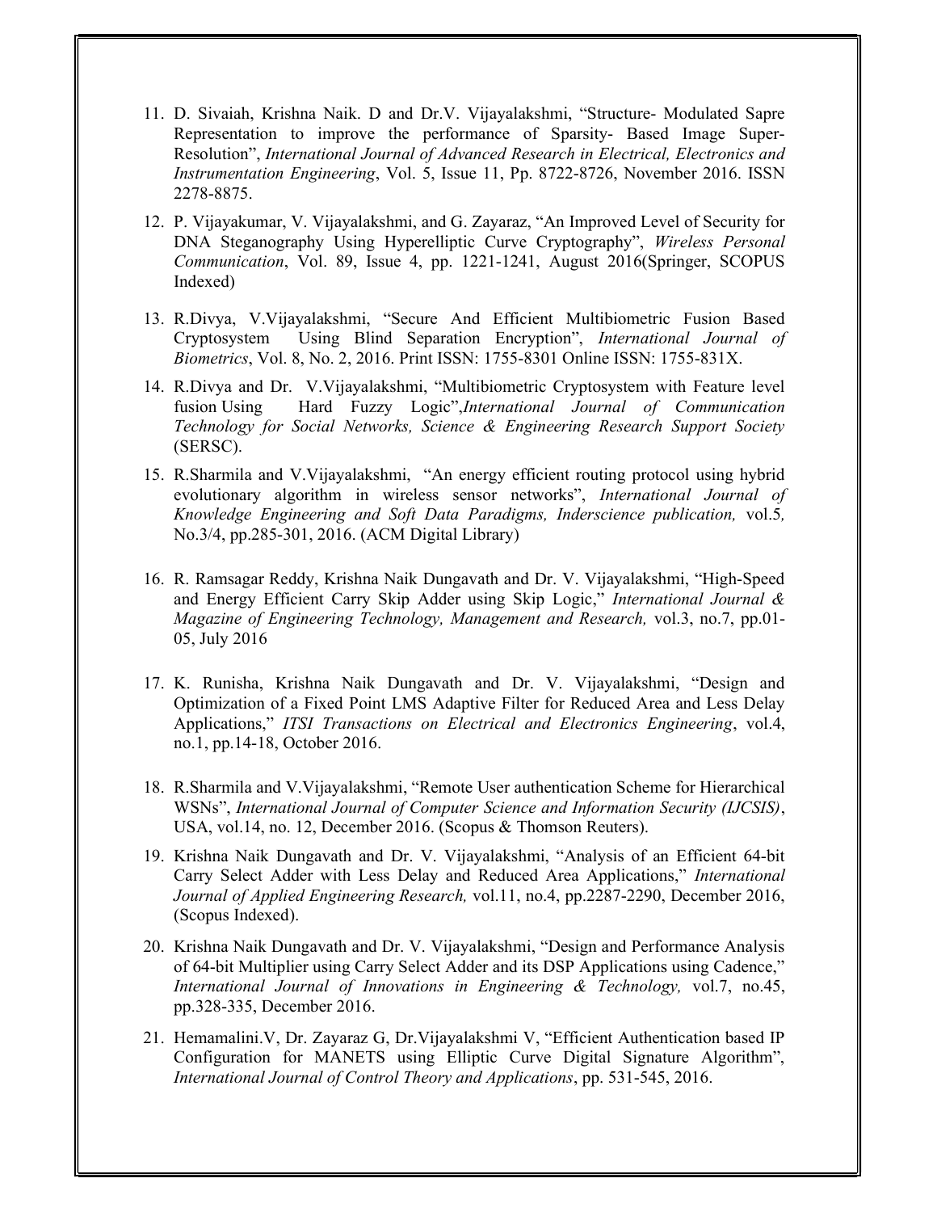11. D. Sivaiah, Krishna Naik. D and Dr.V. Vijayalakshmi, "Structure- Modulated Sapre Representation to improve the performance of Sparsity- Based Image Super-Resolution", *International Journal of Advanced Research in Electrical, Electronics and Instrumentation Engineering*, Vol. 5, Issue 11, Pp. 8722-8726, November 2016. ISSN 2278-8875.

12. P. Vijayakumar, V. Vijayalakshmi, and G. Zayaraz, "An Improved Level of Security for DNA Steganography Using Hyperelliptic Curve Cryptography", *Wireless Personal Communication*, Vol. 89, Issue 4, pp. 1221-1241, August 2016(Springer, SCOPUS Indexed)

13. R.Divya, V.Vijayalakshmi, "Secure And Efficient Multibiometric Fusion Based Cryptosystem Using Blind Separation Encryption", *International Journal of Biometrics*, Vol. 8, No. 2, 2016. Print ISSN: 1755-8301 Online ISSN: 1755-831X.

14. R.Divya and Dr. V.Vijayalakshmi, "Multibiometric Cryptosystem with Feature level fusion Using Hard Fuzzy Logic",*International Journal of Communication Technology for Social Networks, Science & Engineering Research Support Society* (SERSC).

15. R.Sharmila and V.Vijayalakshmi, "An energy efficient routing protocol using hybrid evolutionary algorithm in wireless sensor networks", *International Journal of Knowledge Engineering and Soft Data Paradigms, Inderscience publication,* vol.5*,* No.3/4, pp.285-301, 2016. (ACM Digital Library)

16. R. Ramsagar Reddy, Krishna Naik Dungavath and Dr. V. Vijayalakshmi, "High-Speed and Energy Efficient Carry Skip Adder using Skip Logic," *International Journal & Magazine of Engineering Technology, Management and Research,* vol.3, no.7, pp.01-05, July 2016

17. K. Runisha, Krishna Naik Dungavath and Dr. V. Vijayalakshmi, "Design and Optimization of a Fixed Point LMS Adaptive Filter for Reduced Area and Less Delay Applications," *ITSI Transactions on Electrical and Electronics Engineering*, vol.4, no.1, pp.14-18, October 2016.

18. R.Sharmila and V.Vijayalakshmi, "Remote User authentication Scheme for Hierarchical WSNs", *International Journal of Computer Science and Information Security (IJCSIS)*, USA, vol.14, no. 12, December 2016. (Scopus & Thomson Reuters).

19. Krishna Naik Dungavath and Dr. V. Vijayalakshmi, "Analysis of an Efficient 64-bit Carry Select Adder with Less Delay and Reduced Area Applications," *International Journal of Applied Engineering Research,* vol.11, no.4, pp.2287-2290, December 2016, (Scopus Indexed).

20. Krishna Naik Dungavath and Dr. V. Vijayalakshmi, "Design and Performance Analysis of 64-bit Multiplier using Carry Select Adder and its DSP Applications using Cadence," *International Journal of Innovations in Engineering & Technology,* vol.7, no.45, pp.328-335, December 2016.

21. Hemamalini.V, Dr. Zayaraz G, Dr.Vijayalakshmi V, "Efficient Authentication based IP Configuration for MANETS using Elliptic Curve Digital Signature Algorithm", *International Journal of Control Theory and Applications*, pp. 531-545, 2016.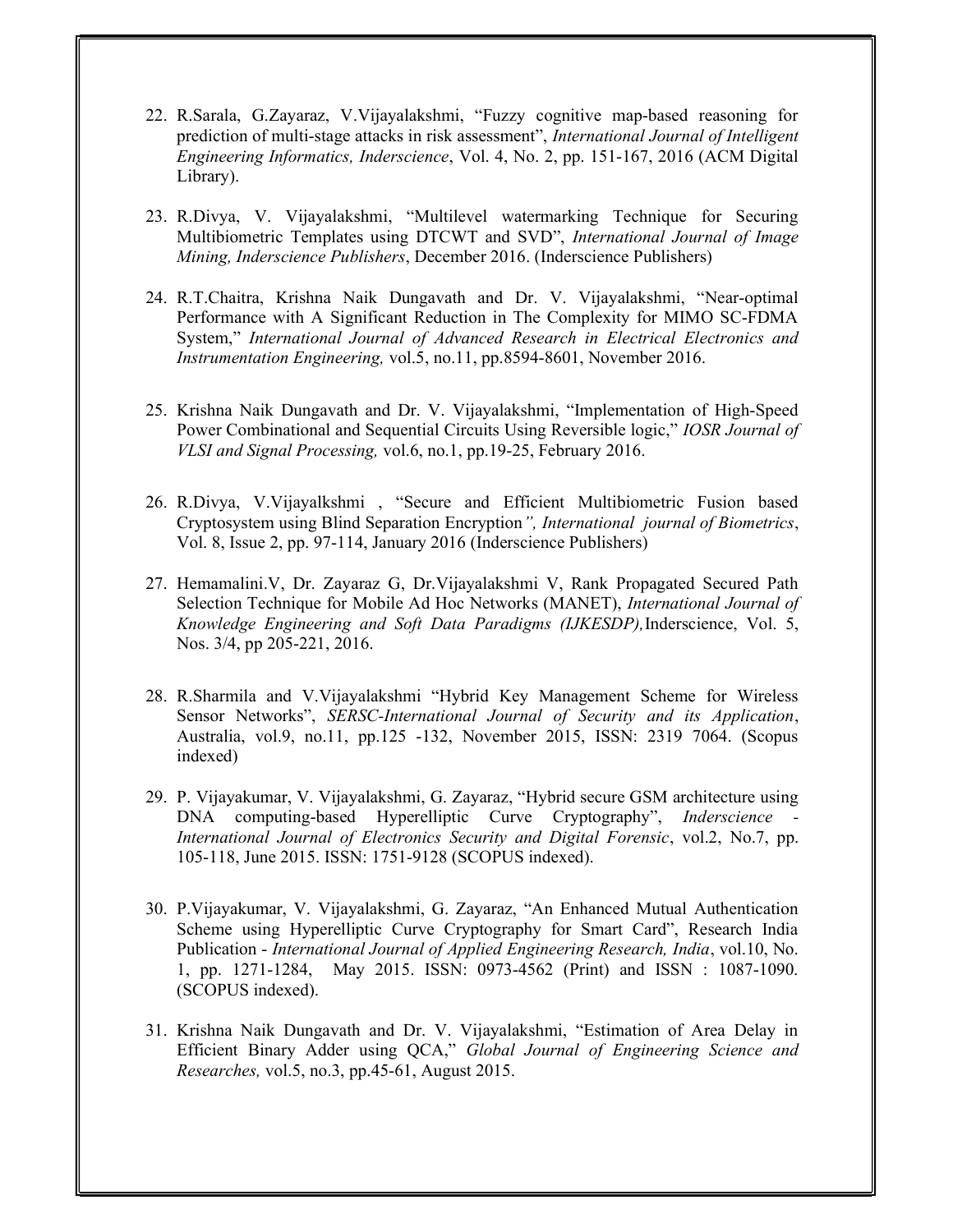22. R.Sarala, G.Zayaraz, V.Vijayalakshmi, "Fuzzy cognitive map-based reasoning for prediction of multi-stage attacks in risk assessment", *International Journal of Intelligent Engineering Informatics, Inderscience*, Vol. 4, No. 2, pp. 151-167, 2016 (ACM Digital Library).

23. R.Divya, V. Vijayalakshmi, "Multilevel watermarking Technique for Securing Multibiometric Templates using DTCWT and SVD", *International Journal of Image Mining, Inderscience Publishers*, December 2016. (Inderscience Publishers)

24. R.T.Chaitra, Krishna Naik Dungavath and Dr. V. Vijayalakshmi, "Near-optimal Performance with A Significant Reduction in The Complexity for MIMO SC-FDMA System," *International Journal of Advanced Research in Electrical Electronics and Instrumentation Engineering,* vol.5, no.11, pp.8594-8601, November 2016.

25. Krishna Naik Dungavath and Dr. V. Vijayalakshmi, "Implementation of High-Speed Power Combinational and Sequential Circuits Using Reversible logic," *IOSR Journal of VLSI and Signal Processing,* vol.6, no.1, pp.19-25, February 2016.

26. R.Divya, V.Vijayalkshmi , "Secure and Efficient Multibiometric Fusion based Cryptosystem using Blind Separation Encryption*", International journal of Biometrics*, Vol. 8, Issue 2, pp. 97-114, January 2016 (Inderscience Publishers)

27. Hemamalini.V, Dr. Zayaraz G, Dr.Vijayalakshmi V, Rank Propagated Secured Path Selection Technique for Mobile Ad Hoc Networks (MANET), *International Journal of Knowledge Engineering and Soft Data Paradigms (IJKESDP),*Inderscience, Vol. 5, Nos. 3/4, pp 205-221, 2016.

28. R.Sharmila and V.Vijayalakshmi "Hybrid Key Management Scheme for Wireless Sensor Networks", *SERSC-International Journal of Security and its Application*, Australia, vol.9, no.11, pp.125 -132, November 2015, ISSN: 2319 7064. (Scopus indexed)

29. P. Vijayakumar, V. Vijayalakshmi, G. Zayaraz, "Hybrid secure GSM architecture using DNA computing-based Hyperelliptic Curve Cryptography", *Inderscience - International Journal of Electronics Security and Digital Forensic*, vol.2, No.7, pp. 105-118, June 2015. ISSN: 1751-9128 (SCOPUS indexed).

30. P.Vijayakumar, V. Vijayalakshmi, G. Zayaraz, "An Enhanced Mutual Authentication Scheme using Hyperelliptic Curve Cryptography for Smart Card", Research India Publication - *International Journal of Applied Engineering Research, India*, vol.10, No. 1, pp. 1271-1284, May 2015. ISSN: 0973-4562 (Print) and ISSN : 1087-1090. (SCOPUS indexed).

31. Krishna Naik Dungavath and Dr. V. Vijayalakshmi, "Estimation of Area Delay in Efficient Binary Adder using QCA," *Global Journal of Engineering Science and Researches,* vol.5, no.3, pp.45-61, August 2015.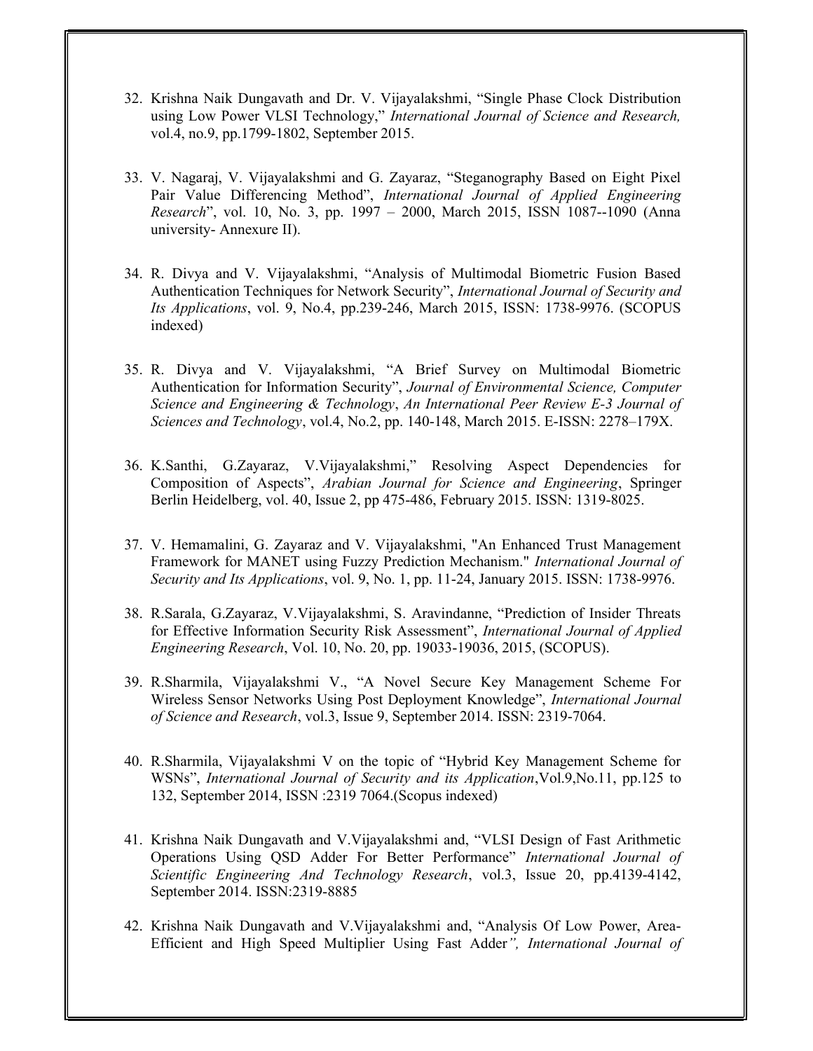32. Krishna Naik Dungavath and Dr. V. Vijayalakshmi, “Single Phase Clock Distribution using Low Power VLSI Technology,” *International Journal of Science and Research,* vol.4, no.9, pp.1799-1802, September 2015.

33. V. Nagaraj, V. Vijayalakshmi and G. Zayaraz, “Steganography Based on Eight Pixel Pair Value Differencing Method”, *International Journal of Applied Engineering Research*”, vol. 10, No. 3, pp. 1997 – 2000, March 2015, ISSN 1087--1090 (Anna university- Annexure II).

34. R. Divya and V. Vijayalakshmi, “Analysis of Multimodal Biometric Fusion Based Authentication Techniques for Network Security”, *International Journal of Security and Its Applications*, vol. 9, No.4, pp.239-246, March 2015, ISSN: 1738-9976. (SCOPUS indexed)

35. R. Divya and V. Vijayalakshmi, “A Brief Survey on Multimodal Biometric Authentication for Information Security”, *Journal of Environmental Science, Computer Science and Engineering & Technology*, *An International Peer Review E-3 Journal of Sciences and Technology*, vol.4, No.2, pp. 140-148, March 2015. E-ISSN: 2278–179X.

36. K.Santhi, G.Zayaraz, V.Vijayalakshmi,” Resolving Aspect Dependencies for Composition of Aspects”, *Arabian Journal for Science and Engineering*, Springer Berlin Heidelberg, vol. 40, Issue 2, pp 475-486, February 2015. ISSN: 1319-8025.

37. V. Hemamalini, G. Zayaraz and V. Vijayalakshmi, "An Enhanced Trust Management Framework for MANET using Fuzzy Prediction Mechanism." *International Journal of Security and Its Applications*, vol. 9, No. 1, pp. 11-24, January 2015. ISSN: 1738-9976.

38. R.Sarala, G.Zayaraz, V.Vijayalakshmi, S. Aravindanne, “Prediction of Insider Threats for Effective Information Security Risk Assessment”, *International Journal of Applied Engineering Research*, Vol. 10, No. 20, pp. 19033-19036, 2015, (SCOPUS).

39. R.Sharmila, Vijayalakshmi V., “A Novel Secure Key Management Scheme For Wireless Sensor Networks Using Post Deployment Knowledge”, *International Journal of Science and Research*, vol.3, Issue 9, September 2014. ISSN: 2319-7064.

40. R.Sharmila, Vijayalakshmi V on the topic of “Hybrid Key Management Scheme for WSNs”, *International Journal of Security and its Application*,Vol.9,No.11, pp.125 to 132, September 2014, ISSN :2319 7064.(Scopus indexed)

41. Krishna Naik Dungavath and V.Vijayalakshmi and, “VLSI Design of Fast Arithmetic Operations Using QSD Adder For Better Performance” *International Journal of Scientific Engineering And Technology Research*, vol.3, Issue 20, pp.4139-4142, September 2014. ISSN:2319-8885

42. Krishna Naik Dungavath and V.Vijayalakshmi and, “Analysis Of Low Power, Area-Efficient and High Speed Multiplier Using Fast Adder*”, International Journal of*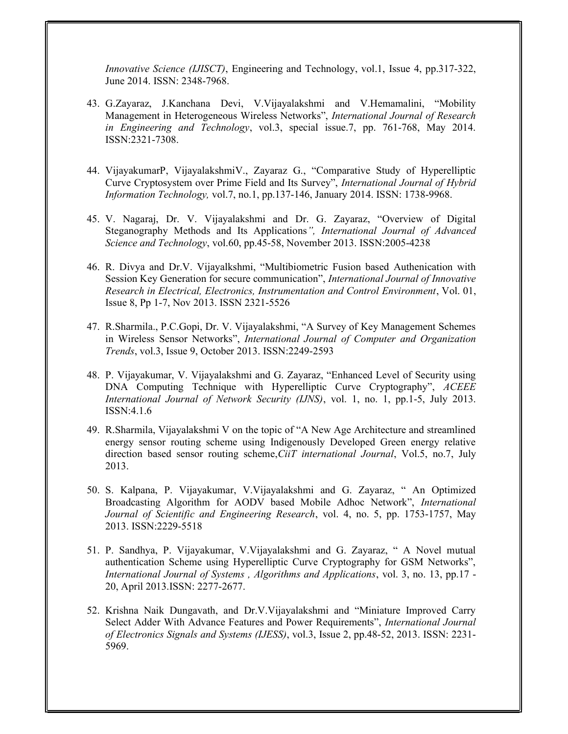*Innovative Science (IJISCT)*, Engineering and Technology, vol.1, Issue 4, pp.317-322, June 2014. ISSN: 2348-7968.

43. G.Zayaraz, J.Kanchana Devi, V.Vijayalakshmi and V.Hemamalini, "Mobility Management in Heterogeneous Wireless Networks", *International Journal of Research in Engineering and Technology*, vol.3, special issue.7, pp. 761-768, May 2014. ISSN:2321-7308.

44. VijayakumarP, VijayalakshmiV., Zayaraz G., "Comparative Study of Hyperelliptic Curve Cryptosystem over Prime Field and Its Survey", *International Journal of Hybrid Information Technology,* vol.7, no.1, pp.137-146, January 2014. ISSN: 1738-9968.

45. V. Nagaraj, Dr. V. Vijayalakshmi and Dr. G. Zayaraz, "Overview of Digital Steganography Methods and Its Applications*", International Journal of Advanced Science and Technology*, vol.60, pp.45-58, November 2013. ISSN:2005-4238

46. R. Divya and Dr.V. Vijayalkshmi, "Multibiometric Fusion based Authenication with Session Key Generation for secure communication", *International Journal of Innovative Research in Electrical, Electronics, Instrumentation and Control Environment*, Vol. 01, Issue 8, Pp 1-7, Nov 2013. ISSN 2321-5526

47. R.Sharmila., P.C.Gopi, Dr. V. Vijayalakshmi, "A Survey of Key Management Schemes in Wireless Sensor Networks", *International Journal of Computer and Organization Trends*, vol.3, Issue 9, October 2013. ISSN:2249-2593

48. P. Vijayakumar, V. Vijayalakshmi and G. Zayaraz, "Enhanced Level of Security using DNA Computing Technique with Hyperelliptic Curve Cryptography", *ACEEE International Journal of Network Security (IJNS)*, vol. 1, no. 1, pp.1-5, July 2013. ISSN:4.1.6

49. R.Sharmila, Vijayalakshmi V on the topic of "A New Age Architecture and streamlined energy sensor routing scheme using Indigenously Developed Green energy relative direction based sensor routing scheme,*CiiT international Journal*, Vol.5, no.7, July 2013.

50. S. Kalpana, P. Vijayakumar, V.Vijayalakshmi and G. Zayaraz, " An Optimized Broadcasting Algorithm for AODV based Mobile Adhoc Network", *International Journal of Scientific and Engineering Research*, vol. 4, no. 5, pp. 1753-1757, May 2013. ISSN:2229-5518

51. P. Sandhya, P. Vijayakumar, V.Vijayalakshmi and G. Zayaraz, " A Novel mutual authentication Scheme using Hyperelliptic Curve Cryptography for GSM Networks", *International Journal of Systems , Algorithms and Applications*, vol. 3, no. 13, pp.17 - 20, April 2013.ISSN: 2277-2677.

52. Krishna Naik Dungavath, and Dr.V.Vijayalakshmi and "Miniature Improved Carry Select Adder With Advance Features and Power Requirements", *International Journal of Electronics Signals and Systems (IJESS)*, vol.3, Issue 2, pp.48-52, 2013. ISSN: 2231-5969.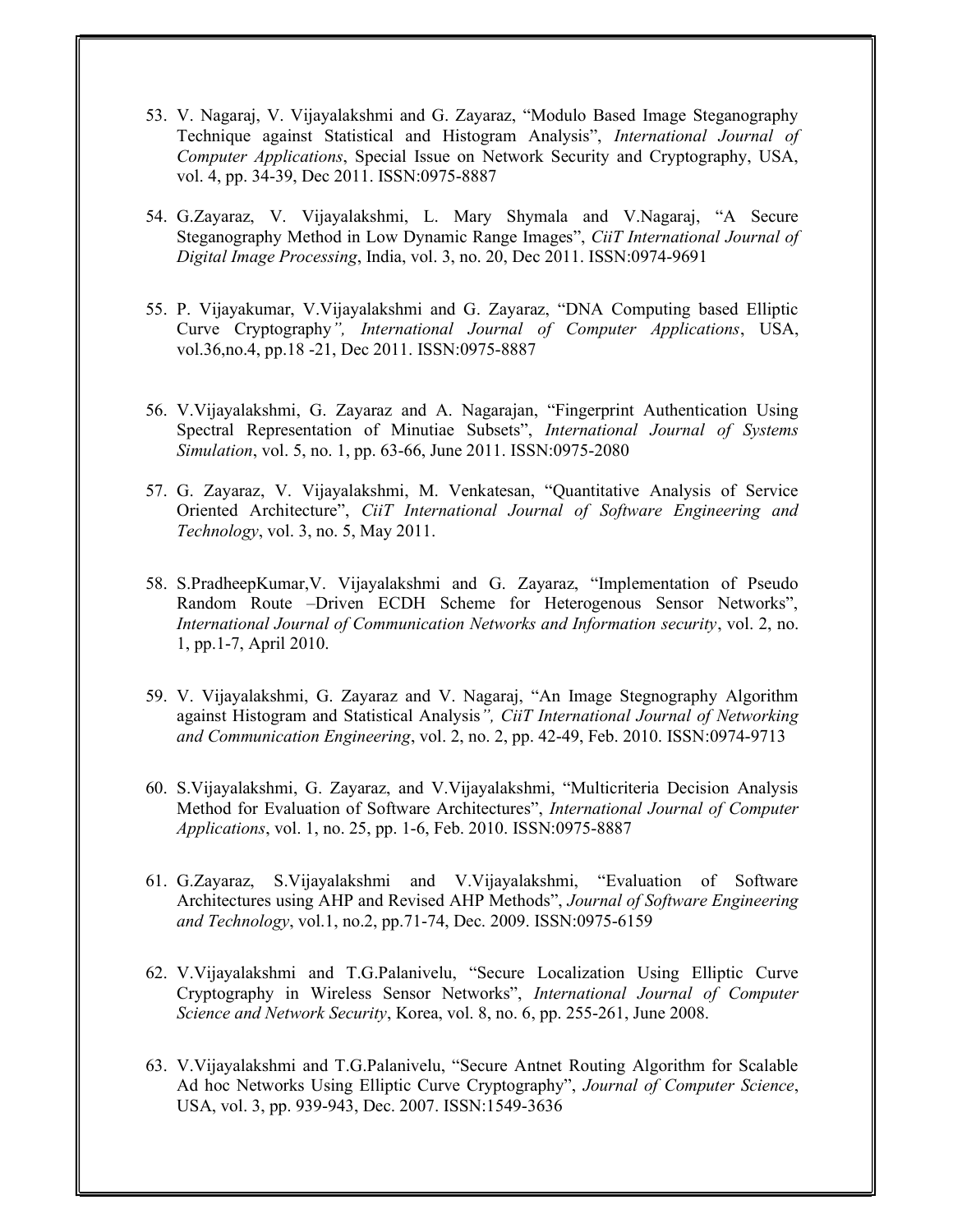53. V. Nagaraj, V. Vijayalakshmi and G. Zayaraz, “Modulo Based Image Steganography Technique against Statistical and Histogram Analysis”, *International Journal of Computer Applications*, Special Issue on Network Security and Cryptography, USA, vol. 4, pp. 34-39, Dec 2011. ISSN:0975-8887

54. G.Zayaraz, V. Vijayalakshmi, L. Mary Shymala and V.Nagaraj, “A Secure Steganography Method in Low Dynamic Range Images”, *CiiT International Journal of Digital Image Processing*, India, vol. 3, no. 20, Dec 2011. ISSN:0974-9691

55. P. Vijayakumar, V.Vijayalakshmi and G. Zayaraz, “DNA Computing based Elliptic Curve Cryptography*”, International Journal of Computer Applications*, USA, vol.36,no.4, pp.18 -21, Dec 2011. ISSN:0975-8887

56. V.Vijayalakshmi, G. Zayaraz and A. Nagarajan, “Fingerprint Authentication Using Spectral Representation of Minutiae Subsets”, *International Journal of Systems Simulation*, vol. 5, no. 1, pp. 63-66, June 2011. ISSN:0975-2080

57. G. Zayaraz, V. Vijayalakshmi, M. Venkatesan, “Quantitative Analysis of Service Oriented Architecture”, *CiiT International Journal of Software Engineering and Technology*, vol. 3, no. 5, May 2011.

58. S.PradheepKumar,V. Vijayalakshmi and G. Zayaraz, “Implementation of Pseudo Random Route –Driven ECDH Scheme for Heterogenous Sensor Networks”, *International Journal of Communication Networks and Information security*, vol. 2, no. 1, pp.1-7, April 2010.

59. V. Vijayalakshmi, G. Zayaraz and V. Nagaraj, “An Image Stegnography Algorithm against Histogram and Statistical Analysis*”, CiiT International Journal of Networking and Communication Engineering*, vol. 2, no. 2, pp. 42-49, Feb. 2010. ISSN:0974-9713

60. S.Vijayalakshmi, G. Zayaraz, and V.Vijayalakshmi, “Multicriteria Decision Analysis Method for Evaluation of Software Architectures”, *International Journal of Computer Applications*, vol. 1, no. 25, pp. 1-6, Feb. 2010. ISSN:0975-8887

61. G.Zayaraz, S.Vijayalakshmi and V.Vijayalakshmi, “Evaluation of Software Architectures using AHP and Revised AHP Methods”, *Journal of Software Engineering and Technology*, vol.1, no.2, pp.71-74, Dec. 2009. ISSN:0975-6159

62. V.Vijayalakshmi and T.G.Palanivelu, “Secure Localization Using Elliptic Curve Cryptography in Wireless Sensor Networks”, *International Journal of Computer Science and Network Security*, Korea, vol. 8, no. 6, pp. 255-261, June 2008.

63. V.Vijayalakshmi and T.G.Palanivelu, “Secure Antnet Routing Algorithm for Scalable Ad hoc Networks Using Elliptic Curve Cryptography”, *Journal of Computer Science*, USA, vol. 3, pp. 939-943, Dec. 2007. ISSN:1549-3636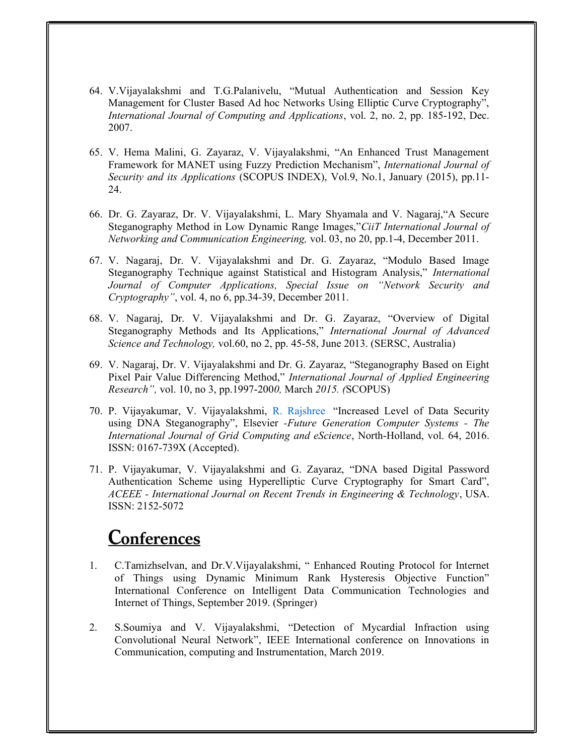64. V.Vijayalakshmi and T.G.Palanivelu, "Mutual Authentication and Session Key Management for Cluster Based Ad hoc Networks Using Elliptic Curve Cryptography", *International Journal of Computing and Applications*, vol. 2, no. 2, pp. 185-192, Dec. 2007.

65. V. Hema Malini, G. Zayaraz, V. Vijayalakshmi, "An Enhanced Trust Management Framework for MANET using Fuzzy Prediction Mechanism", *International Journal of Security and its Applications* (SCOPUS INDEX), Vol.9, No.1, January (2015), pp.11-24.

66. Dr. G. Zayaraz, Dr. V. Vijayalakshmi, L. Mary Shyamala and V. Nagaraj,"A Secure Steganography Method in Low Dynamic Range Images,"*CiiT International Journal of Networking and Communication Engineering,* vol. 03, no 20, pp.1-4, December 2011.

67. V. Nagaraj, Dr. V. Vijayalakshmi and Dr. G. Zayaraz, "Modulo Based Image Steganography Technique against Statistical and Histogram Analysis," *International Journal of Computer Applications, Special Issue on "Network Security and Cryptography"*, vol. 4, no 6, pp.34-39, December 2011.

68. V. Nagaraj, Dr. V. Vijayalakshmi and Dr. G. Zayaraz, "Overview of Digital Steganography Methods and Its Applications," *International Journal of Advanced Science and Technology,* vol.60, no 2, pp. 45-58, June 2013. (SERSC, Australia)

69. V. Nagaraj, Dr. V. Vijayalakshmi and Dr. G. Zayaraz, "Steganography Based on Eight Pixel Pair Value Differencing Method," *International Journal of Applied Engineering Research",* vol. 10, no 3, pp.1997-200*0,* March *2015. (*SCOPUS)

70. P. Vijayakumar, V. Vijayalakshmi, R. Rajshree "Increased Level of Data Security using DNA Steganography", Elsevier -*Future Generation Computer Systems - The International Journal of Grid Computing and eScience*, North-Holland, vol. 64, 2016. ISSN: 0167-739X (Accepted).

71. P. Vijayakumar, V. Vijayalakshmi and G. Zayaraz, "DNA based Digital Password Authentication Scheme using Hyperelliptic Curve Cryptography for Smart Card", *ACEEE - International Journal on Recent Trends in Engineering & Technology*, USA. ISSN: 2152-5072

# Conferences

1. C.Tamizhselvan, and Dr.V.Vijayalakshmi, " Enhanced Routing Protocol for Internet of Things using Dynamic Minimum Rank Hysteresis Objective Function" International Conference on Intelligent Data Communication Technologies and Internet of Things, September 2019. (Springer)

2. S.Soumiya and V. Vijayalakshmi, "Detection of Mycardial Infraction using Convolutional Neural Network", IEEE International conference on Innovations in Communication, computing and Instrumentation, March 2019.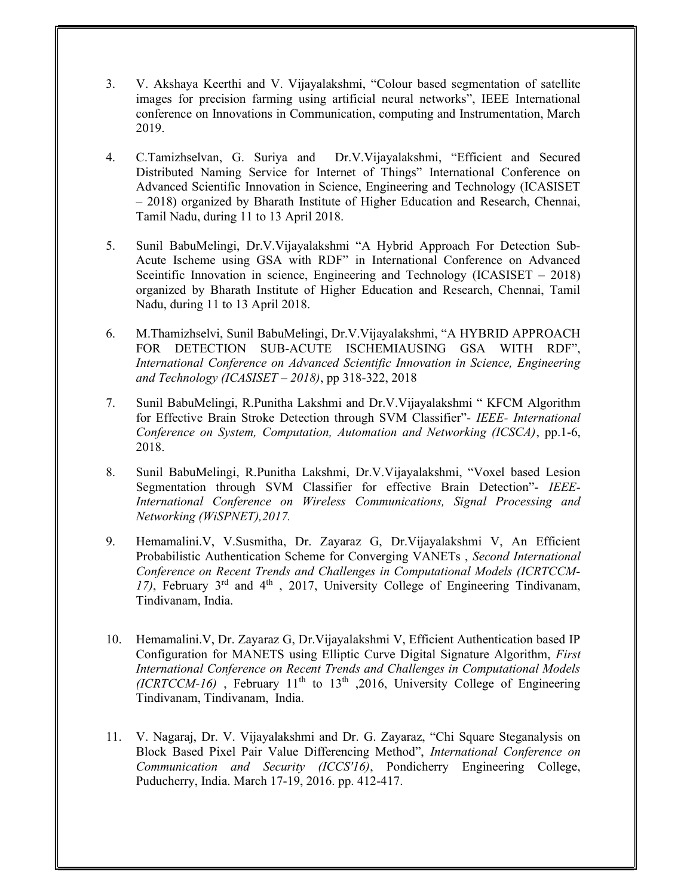3. V. Akshaya Keerthi and V. Vijayalakshmi, "Colour based segmentation of satellite images for precision farming using artificial neural networks", IEEE International conference on Innovations in Communication, computing and Instrumentation, March 2019.

4. C.Tamizhselvan, G. Suriya and Dr.V.Vijayalakshmi, "Efficient and Secured Distributed Naming Service for Internet of Things" International Conference on Advanced Scientific Innovation in Science, Engineering and Technology (ICASISET – 2018) organized by Bharath Institute of Higher Education and Research, Chennai, Tamil Nadu, during 11 to 13 April 2018.

5. Sunil BabuMelingi, Dr.V.Vijayalakshmi "A Hybrid Approach For Detection Sub-Acute Ischeme using GSA with RDF" in International Conference on Advanced Sceintific Innovation in science, Engineering and Technology (ICASISET – 2018) organized by Bharath Institute of Higher Education and Research, Chennai, Tamil Nadu, during 11 to 13 April 2018.

6. M.Thamizhselvi, Sunil BabuMelingi, Dr.V.Vijayalakshmi, "A HYBRID APPROACH FOR DETECTION SUB-ACUTE ISCHEMIAUSING GSA WITH RDF", *International Conference on Advanced Scientific Innovation in Science, Engineering and Technology (ICASISET – 2018)*, pp 318-322, 2018

7. Sunil BabuMelingi, R.Punitha Lakshmi and Dr.V.Vijayalakshmi " KFCM Algorithm for Effective Brain Stroke Detection through SVM Classifier"- *IEEE- International Conference on System, Computation, Automation and Networking (ICSCA)*, pp.1-6, 2018.

8. Sunil BabuMelingi, R.Punitha Lakshmi, Dr.V.Vijayalakshmi, "Voxel based Lesion Segmentation through SVM Classifier for effective Brain Detection"- *IEEE- International Conference on Wireless Communications, Signal Processing and Networking (WiSPNET),2017.*

9. Hemamalini.V, V.Susmitha, Dr. Zayaraz G, Dr.Vijayalakshmi V, An Efficient Probabilistic Authentication Scheme for Converging VANETs , *Second International Conference on Recent Trends and Challenges in Computational Models (ICRTCCM-17)*, February 3rd and 4th , 2017, University College of Engineering Tindivanam, Tindivanam, India.

10. Hemamalini.V, Dr. Zayaraz G, Dr.Vijayalakshmi V, Efficient Authentication based IP Configuration for MANETS using Elliptic Curve Digital Signature Algorithm, *First International Conference on Recent Trends and Challenges in Computational Models (ICRTCCM-16)* , February 11th to 13th ,2016, University College of Engineering Tindivanam, Tindivanam, India.

11. V. Nagaraj, Dr. V. Vijayalakshmi and Dr. G. Zayaraz, "Chi Square Steganalysis on Block Based Pixel Pair Value Differencing Method", *International Conference on Communication and Security (ICCS'16)*, Pondicherry Engineering College, Puducherry, India. March 17-19, 2016. pp. 412-417.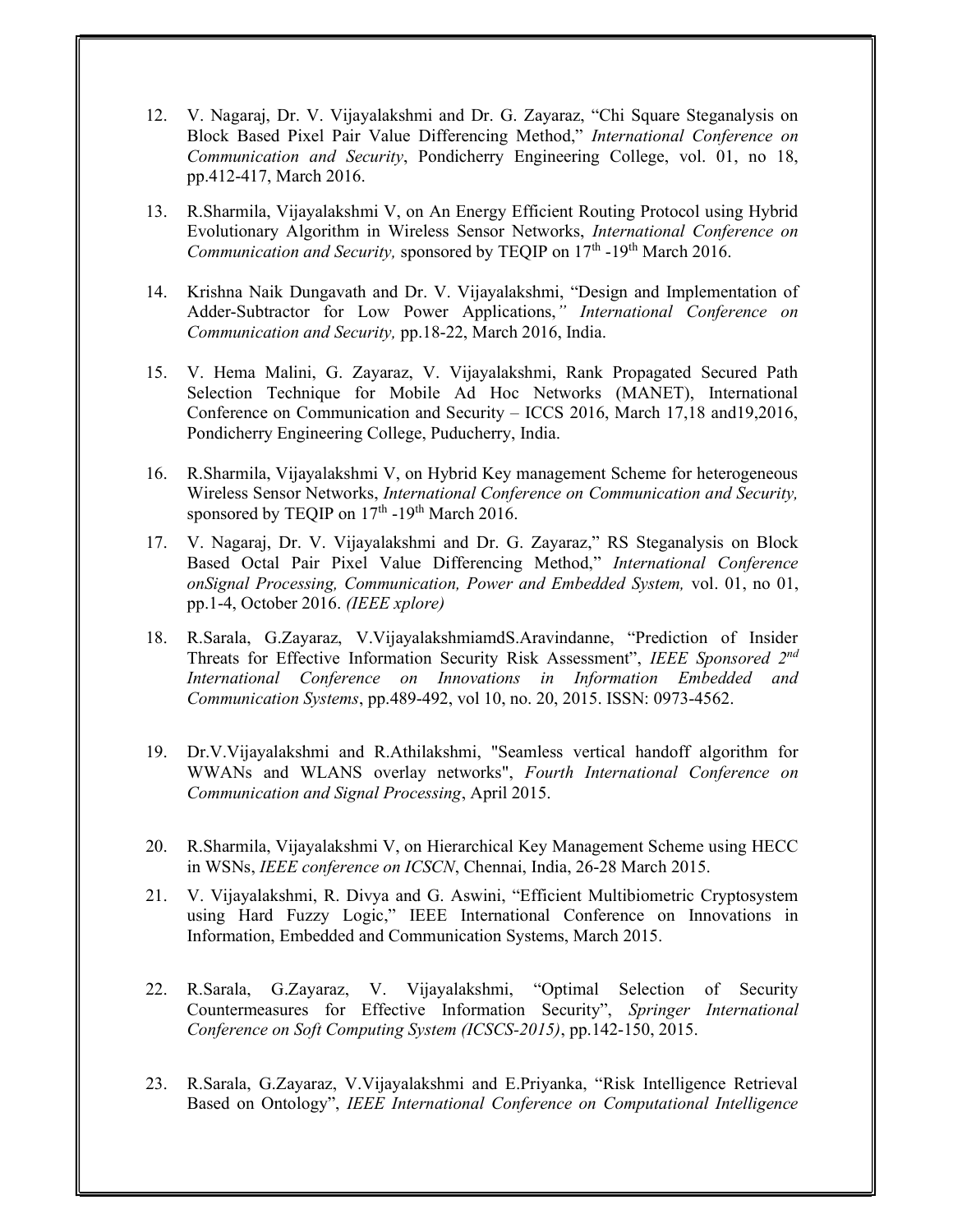12. V. Nagaraj, Dr. V. Vijayalakshmi and Dr. G. Zayaraz, "Chi Square Steganalysis on Block Based Pixel Pair Value Differencing Method," *International Conference on Communication and Security*, Pondicherry Engineering College, vol. 01, no 18, pp.412-417, March 2016.

13. R.Sharmila, Vijayalakshmi V, on An Energy Efficient Routing Protocol using Hybrid Evolutionary Algorithm in Wireless Sensor Networks, *International Conference on Communication and Security,* sponsored by TEQIP on 17th -19th March 2016.

14. Krishna Naik Dungavath and Dr. V. Vijayalakshmi, "Design and Implementation of Adder-Subtractor for Low Power Applications,*" International Conference on Communication and Security,* pp.18-22, March 2016, India.

15. V. Hema Malini, G. Zayaraz, V. Vijayalakshmi, Rank Propagated Secured Path Selection Technique for Mobile Ad Hoc Networks (MANET), International Conference on Communication and Security – ICCS 2016, March 17,18 and19,2016, Pondicherry Engineering College, Puducherry, India.

16. R.Sharmila, Vijayalakshmi V, on Hybrid Key management Scheme for heterogeneous Wireless Sensor Networks, *International Conference on Communication and Security,* sponsored by TEQIP on 17th -19th March 2016.

17. V. Nagaraj, Dr. V. Vijayalakshmi and Dr. G. Zayaraz," RS Steganalysis on Block Based Octal Pair Pixel Value Differencing Method," *International Conference onSignal Processing, Communication, Power and Embedded System,* vol. 01, no 01, pp.1-4, October 2016. *(IEEE xplore)*

18. R.Sarala, G.Zayaraz, V.VijayalakshmiamdS.Aravindanne, "Prediction of Insider Threats for Effective Information Security Risk Assessment", *IEEE Sponsored 2nd International Conference on Innovations in Information Embedded and Communication Systems*, pp.489-492, vol 10, no. 20, 2015. ISSN: 0973-4562.

19. Dr.V.Vijayalakshmi and R.Athilakshmi, "Seamless vertical handoff algorithm for WWANs and WLANS overlay networks", *Fourth International Conference on Communication and Signal Processing*, April 2015.

20. R.Sharmila, Vijayalakshmi V, on Hierarchical Key Management Scheme using HECC in WSNs, *IEEE conference on ICSCN*, Chennai, India, 26-28 March 2015.

21. V. Vijayalakshmi, R. Divya and G. Aswini, "Efficient Multibiometric Cryptosystem using Hard Fuzzy Logic," IEEE International Conference on Innovations in Information, Embedded and Communication Systems, March 2015.

22. R.Sarala, G.Zayaraz, V. Vijayalakshmi, "Optimal Selection of Security Countermeasures for Effective Information Security", *Springer International Conference on Soft Computing System (ICSCS-2015)*, pp.142-150, 2015.

23. R.Sarala, G.Zayaraz, V.Vijayalakshmi and E.Priyanka, "Risk Intelligence Retrieval Based on Ontology", *IEEE International Conference on Computational Intelligence*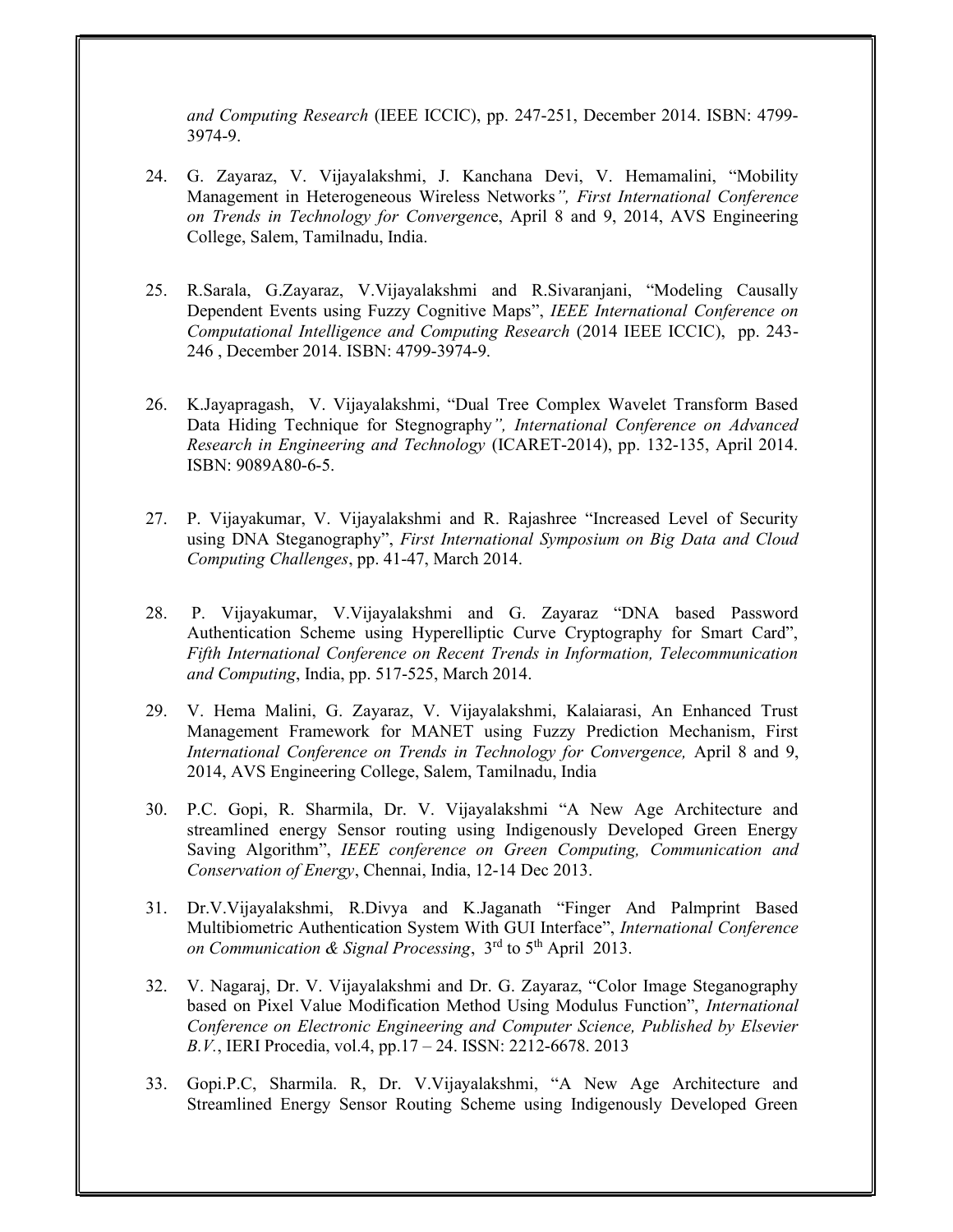*and Computing Research* (IEEE ICCIC), pp. 247-251, December 2014. ISBN: 4799-3974-9.

24. G. Zayaraz, V. Vijayalakshmi, J. Kanchana Devi, V. Hemamalini, "Mobility Management in Heterogeneous Wireless Networks*", First International Conference on Trends in Technology for Convergenc*e, April 8 and 9, 2014, AVS Engineering College, Salem, Tamilnadu, India.

25. R.Sarala, G.Zayaraz, V.Vijayalakshmi and R.Sivaranjani, "Modeling Causally Dependent Events using Fuzzy Cognitive Maps", *IEEE International Conference on Computational Intelligence and Computing Research* (2014 IEEE ICCIC), pp. 243-246 , December 2014. ISBN: 4799-3974-9.

26. K.Jayapragash, V. Vijayalakshmi, "Dual Tree Complex Wavelet Transform Based Data Hiding Technique for Stegnography*", International Conference on Advanced Research in Engineering and Technology* (ICARET-2014), pp. 132-135, April 2014. ISBN: 9089A80-6-5.

27. P. Vijayakumar, V. Vijayalakshmi and R. Rajashree "Increased Level of Security using DNA Steganography", *First International Symposium on Big Data and Cloud Computing Challenges*, pp. 41-47, March 2014.

28. P. Vijayakumar, V.Vijayalakshmi and G. Zayaraz "DNA based Password Authentication Scheme using Hyperelliptic Curve Cryptography for Smart Card", *Fifth International Conference on Recent Trends in Information, Telecommunication and Computing*, India, pp. 517-525, March 2014.

29. V. Hema Malini, G. Zayaraz, V. Vijayalakshmi, Kalaiarasi, An Enhanced Trust Management Framework for MANET using Fuzzy Prediction Mechanism, First *International Conference on Trends in Technology for Convergence,* April 8 and 9, 2014, AVS Engineering College, Salem, Tamilnadu, India

30. P.C. Gopi, R. Sharmila, Dr. V. Vijayalakshmi "A New Age Architecture and streamlined energy Sensor routing using Indigenously Developed Green Energy Saving Algorithm", *IEEE conference on Green Computing, Communication and Conservation of Energy*, Chennai, India, 12-14 Dec 2013.

31. Dr.V.Vijayalakshmi, R.Divya and K.Jaganath "Finger And Palmprint Based Multibiometric Authentication System With GUI Interface", *International Conference on Communication & Signal Processing*, 3rd to 5th April 2013.

32. V. Nagaraj, Dr. V. Vijayalakshmi and Dr. G. Zayaraz, "Color Image Steganography based on Pixel Value Modification Method Using Modulus Function", *International Conference on Electronic Engineering and Computer Science, Published by Elsevier B.V.*, IERI Procedia, vol.4, pp.17 – 24. ISSN: 2212-6678. 2013

33. Gopi.P.C, Sharmila. R, Dr. V.Vijayalakshmi, "A New Age Architecture and Streamlined Energy Sensor Routing Scheme using Indigenously Developed Green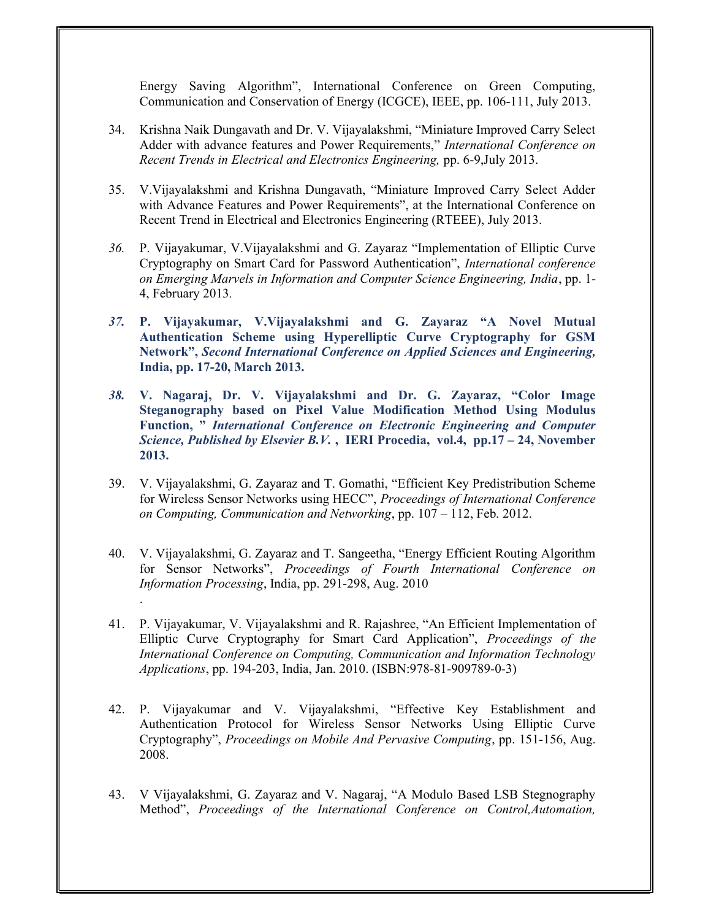Energy Saving Algorithm", International Conference on Green Computing, Communication and Conservation of Energy (ICGCE), IEEE, pp. 106-111, July 2013.

34. Krishna Naik Dungavath and Dr. V. Vijayalakshmi, "Miniature Improved Carry Select Adder with advance features and Power Requirements," *International Conference on Recent Trends in Electrical and Electronics Engineering,* pp. 6-9,July 2013.

35. V.Vijayalakshmi and Krishna Dungavath, "Miniature Improved Carry Select Adder with Advance Features and Power Requirements", at the International Conference on Recent Trend in Electrical and Electronics Engineering (RTEEE), July 2013.

36. P. Vijayakumar, V.Vijayalakshmi and G. Zayaraz "Implementation of Elliptic Curve Cryptography on Smart Card for Password Authentication", *International conference on Emerging Marvels in Information and Computer Science Engineering, India*, pp. 1-4, February 2013.

37. **P. Vijayakumar, V.Vijayalakshmi and G. Zayaraz "A Novel Mutual Authentication Scheme using Hyperelliptic Curve Cryptography for GSM Network",** ***Second International Conference on Applied Sciences and Engineering,*** **India, pp. 17-20, March 2013.**

38. **V. Nagaraj, Dr. V. Vijayalakshmi and Dr. G. Zayaraz, "Color Image Steganography based on Pixel Value Modification Method Using Modulus Function, "** ***International Conference on Electronic Engineering and Computer Science, Published by Elsevier B.V.*** **, IERI Procedia, vol.4, pp.17 – 24, November 2013.**

39. V. Vijayalakshmi, G. Zayaraz and T. Gomathi, "Efficient Key Predistribution Scheme for Wireless Sensor Networks using HECC", *Proceedings of International Conference on Computing, Communication and Networking*, pp. 107 – 112, Feb. 2012.

40. V. Vijayalakshmi, G. Zayaraz and T. Sangeetha, "Energy Efficient Routing Algorithm for Sensor Networks", *Proceedings of Fourth International Conference on Information Processing*, India, pp. 291-298, Aug. 2010
.

41. P. Vijayakumar, V. Vijayalakshmi and R. Rajashree, "An Efficient Implementation of Elliptic Curve Cryptography for Smart Card Application", *Proceedings of the International Conference on Computing, Communication and Information Technology Applications*, pp. 194-203, India, Jan. 2010. (ISBN:978-81-909789-0-3)

42. P. Vijayakumar and V. Vijayalakshmi, "Effective Key Establishment and Authentication Protocol for Wireless Sensor Networks Using Elliptic Curve Cryptography", *Proceedings on Mobile And Pervasive Computing*, pp. 151-156, Aug. 2008.

43. V Vijayalakshmi, G. Zayaraz and V. Nagaraj, "A Modulo Based LSB Stegnography Method", *Proceedings of the International Conference on Control,Automation,*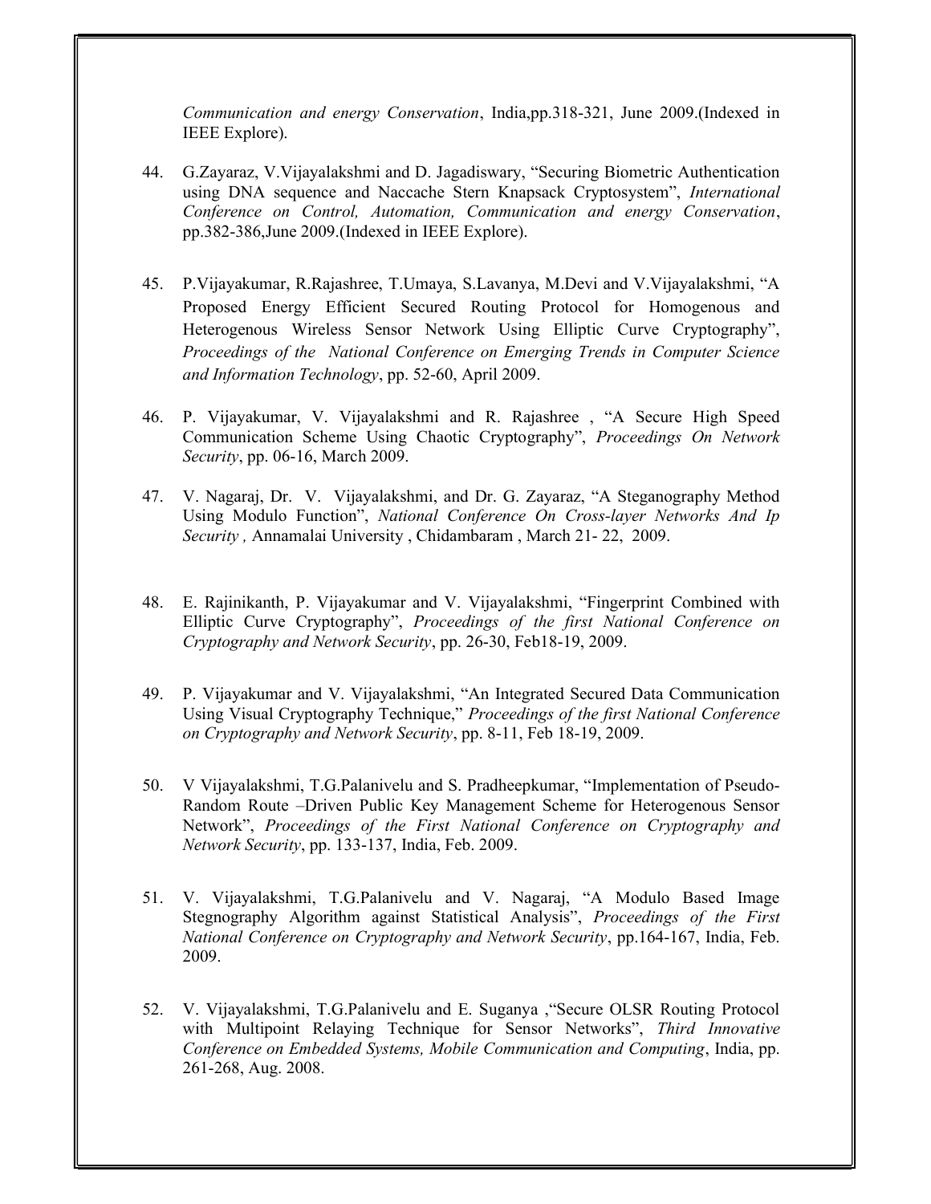*Communication and energy Conservation*, India,pp.318-321, June 2009.(Indexed in IEEE Explore).

44. G.Zayaraz, V.Vijayalakshmi and D. Jagadiswary, "Securing Biometric Authentication using DNA sequence and Naccache Stern Knapsack Cryptosystem", *International Conference on Control, Automation, Communication and energy Conservation*, pp.382-386,June 2009.(Indexed in IEEE Explore).

45. P.Vijayakumar, R.Rajashree, T.Umaya, S.Lavanya, M.Devi and V.Vijayalakshmi, "A Proposed Energy Efficient Secured Routing Protocol for Homogenous and Heterogenous Wireless Sensor Network Using Elliptic Curve Cryptography", *Proceedings of the National Conference on Emerging Trends in Computer Science and Information Technology*, pp. 52-60, April 2009.

46. P. Vijayakumar, V. Vijayalakshmi and R. Rajashree , "A Secure High Speed Communication Scheme Using Chaotic Cryptography", *Proceedings On Network Security*, pp. 06-16, March 2009.

47. V. Nagaraj, Dr. V. Vijayalakshmi, and Dr. G. Zayaraz, "A Steganography Method Using Modulo Function", *National Conference On Cross-layer Networks And Ip Security ,* Annamalai University , Chidambaram , March 21- 22, 2009.

48. E. Rajinikanth, P. Vijayakumar and V. Vijayalakshmi, "Fingerprint Combined with Elliptic Curve Cryptography", *Proceedings of the first National Conference on Cryptography and Network Security*, pp. 26-30, Feb18-19, 2009.

49. P. Vijayakumar and V. Vijayalakshmi, "An Integrated Secured Data Communication Using Visual Cryptography Technique," *Proceedings of the first National Conference on Cryptography and Network Security*, pp. 8-11, Feb 18-19, 2009.

50. V Vijayalakshmi, T.G.Palanivelu and S. Pradheepkumar, "Implementation of Pseudo-Random Route –Driven Public Key Management Scheme for Heterogenous Sensor Network", *Proceedings of the First National Conference on Cryptography and Network Security*, pp. 133-137, India, Feb. 2009.

51. V. Vijayalakshmi, T.G.Palanivelu and V. Nagaraj, "A Modulo Based Image Stegnography Algorithm against Statistical Analysis", *Proceedings of the First National Conference on Cryptography and Network Security*, pp.164-167, India, Feb. 2009.

52. V. Vijayalakshmi, T.G.Palanivelu and E. Suganya ,"Secure OLSR Routing Protocol with Multipoint Relaying Technique for Sensor Networks", *Third Innovative Conference on Embedded Systems, Mobile Communication and Computing*, India, pp. 261-268, Aug. 2008.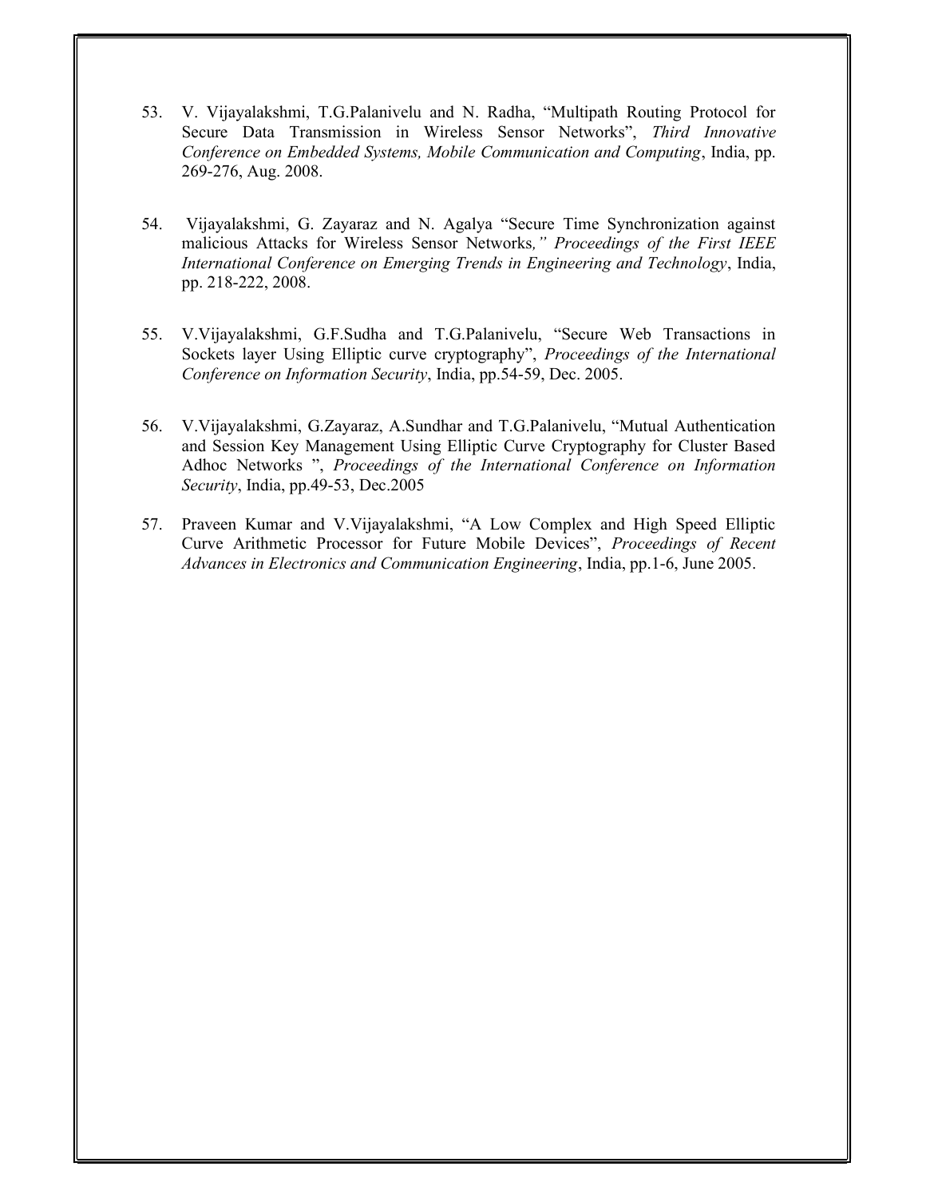53. V. Vijayalakshmi, T.G.Palanivelu and N. Radha, "Multipath Routing Protocol for Secure Data Transmission in Wireless Sensor Networks", *Third Innovative Conference on Embedded Systems, Mobile Communication and Computing*, India, pp. 269-276, Aug. 2008.

54. Vijayalakshmi, G. Zayaraz and N. Agalya "Secure Time Synchronization against malicious Attacks for Wireless Sensor Networks*," Proceedings of the First IEEE International Conference on Emerging Trends in Engineering and Technology*, India, pp. 218-222, 2008.

55. V.Vijayalakshmi, G.F.Sudha and T.G.Palanivelu, "Secure Web Transactions in Sockets layer Using Elliptic curve cryptography", *Proceedings of the International Conference on Information Security*, India, pp.54-59, Dec. 2005.

56. V.Vijayalakshmi, G.Zayaraz, A.Sundhar and T.G.Palanivelu, "Mutual Authentication and Session Key Management Using Elliptic Curve Cryptography for Cluster Based Adhoc Networks ", *Proceedings of the International Conference on Information Security*, India, pp.49-53, Dec.2005

57. Praveen Kumar and V.Vijayalakshmi, "A Low Complex and High Speed Elliptic Curve Arithmetic Processor for Future Mobile Devices", *Proceedings of Recent Advances in Electronics and Communication Engineering*, India, pp.1-6, June 2005.